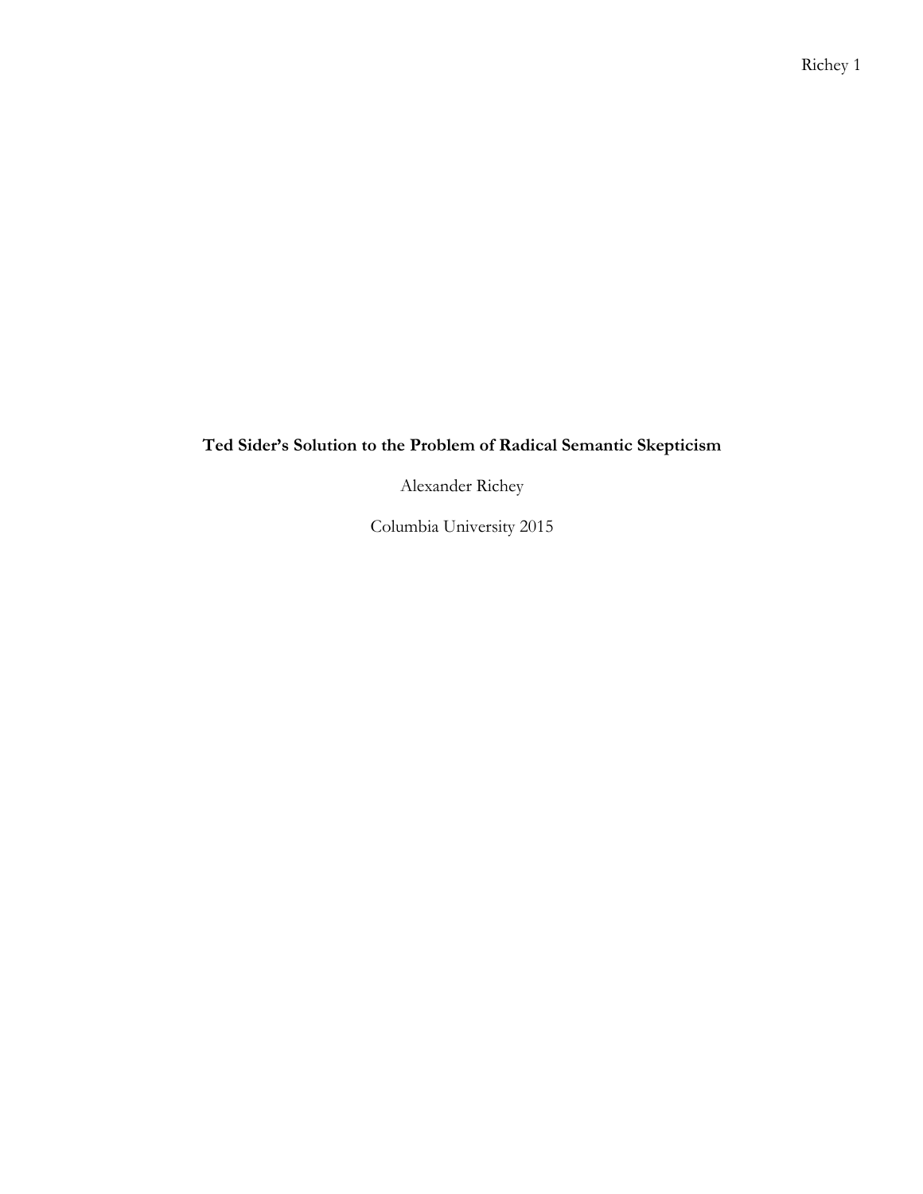# Ted Sider's Solution to the Problem of Radical Semantic Skepticism

Alexander Richey

Columbia University 2015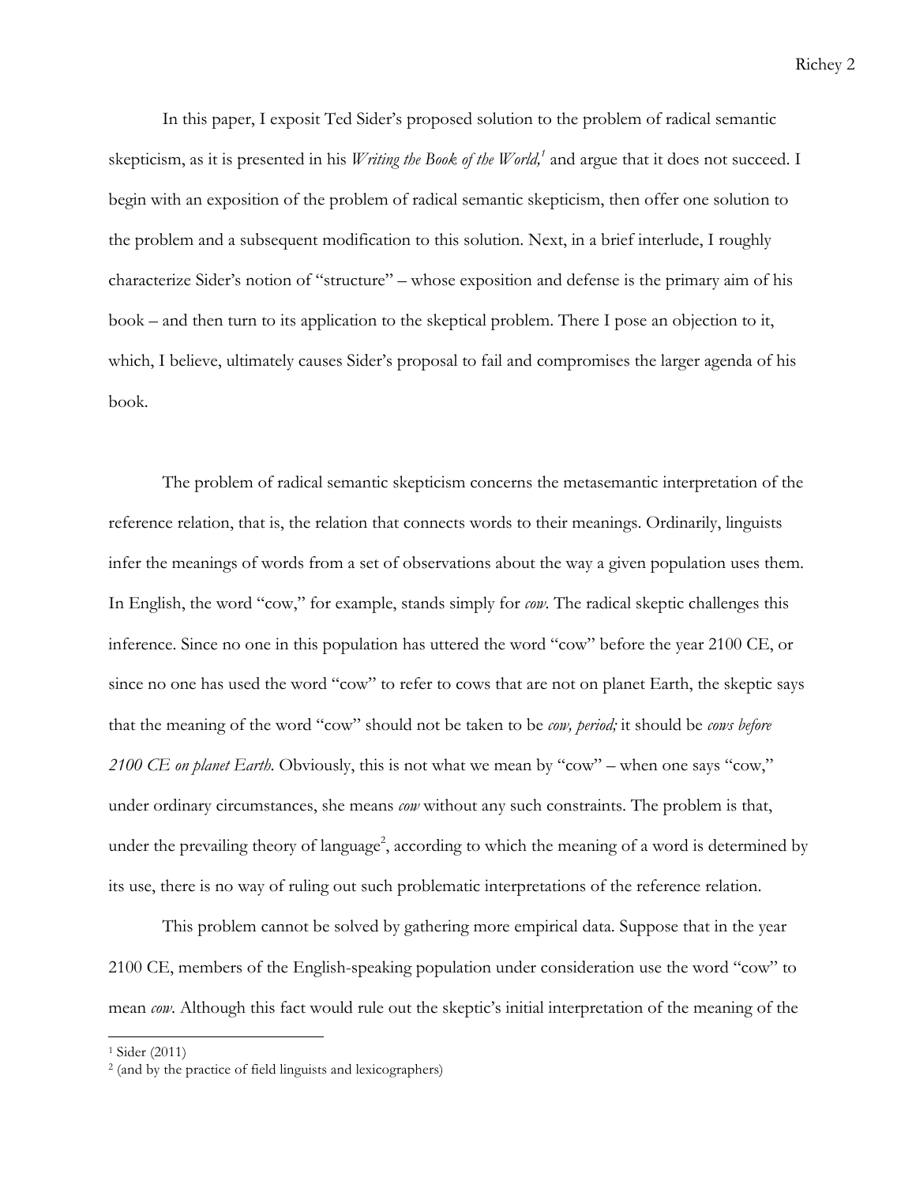In this paper, I exposit Ted Sider's proposed solution to the problem of radical semantic skepticism, as it is presented in his *Writing the Book of the World,*[1] and argue that it does not succeed. I begin with an exposition of the problem of radical semantic skepticism, then offer one solution to the problem and a subsequent modification to this solution. Next, in a brief interlude, I roughly characterize Sider's notion of "structure" – whose exposition and defense is the primary aim of his book – and then turn to its application to the skeptical problem. There I pose an objection to it, which, I believe, ultimately causes Sider's proposal to fail and compromises the larger agenda of his book.

The problem of radical semantic skepticism concerns the metasemantic interpretation of the reference relation, that is, the relation that connects words to their meanings. Ordinarily, linguists infer the meanings of words from a set of observations about the way a given population uses them. In English, the word "cow," for example, stands simply for *cow*. The radical skeptic challenges this inference. Since no one in this population has uttered the word "cow" before the year 2100 CE, or since no one has used the word "cow" to refer to cows that are not on planet Earth, the skeptic says that the meaning of the word "cow" should not be taken to be *cow, period;* it should be *cows before 2100 CE on planet Earth*. Obviously, this is not what we mean by "cow" – when one says "cow," under ordinary circumstances, she means *cow* without any such constraints. The problem is that, under the prevailing theory of language[2], according to which the meaning of a word is determined by its use, there is no way of ruling out such problematic interpretations of the reference relation.

This problem cannot be solved by gathering more empirical data. Suppose that in the year 2100 CE, members of the English-speaking population under consideration use the word "cow" to mean *cow*. Although this fact would rule out the skeptic's initial interpretation of the meaning of the

---

[1] Sider (2011)

[2] (and by the practice of field linguists and lexicographers)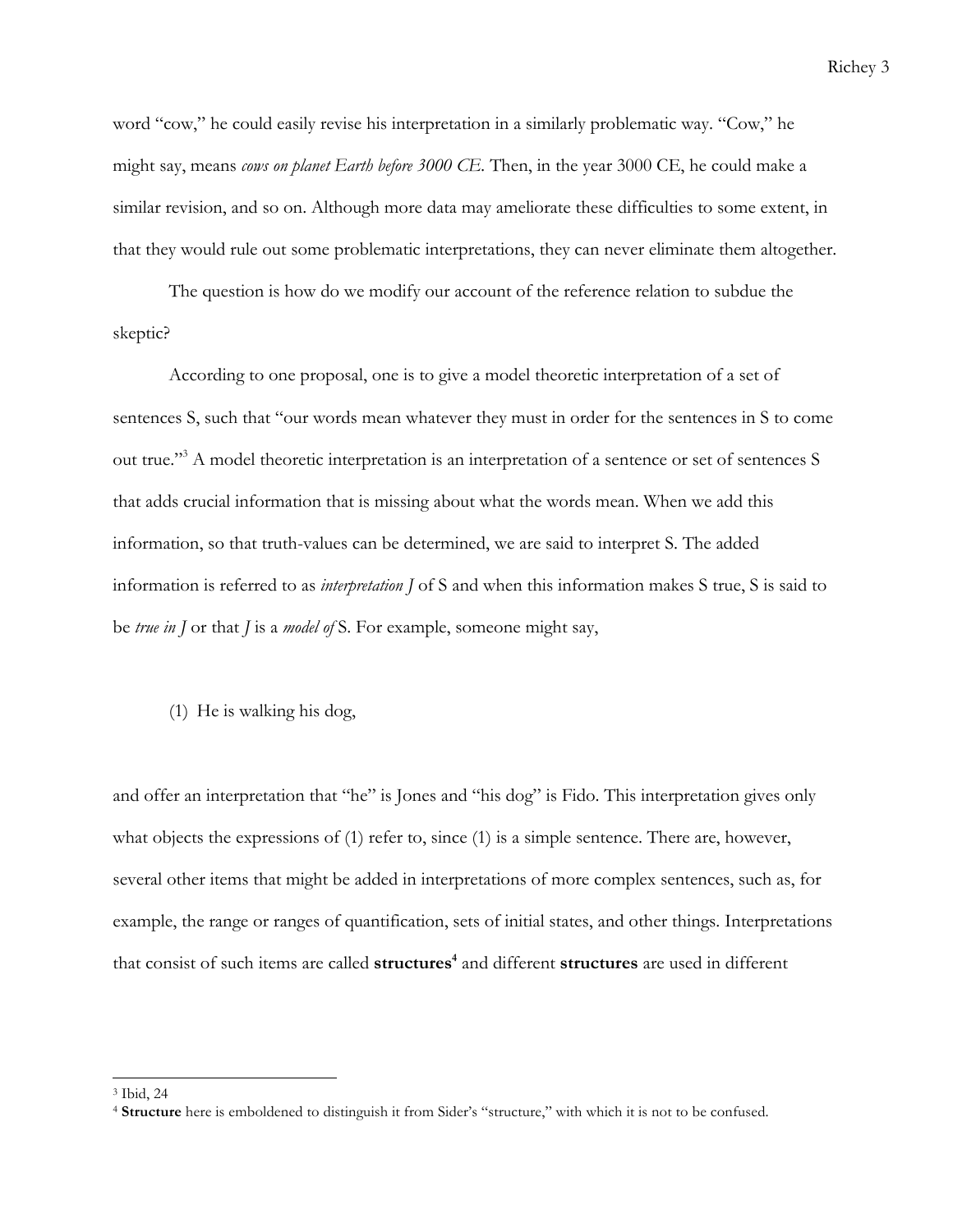word "cow," he could easily revise his interpretation in a similarly problematic way. "Cow," he might say, means *cows on planet Earth before 3000 CE*. Then, in the year 3000 CE, he could make a similar revision, and so on. Although more data may ameliorate these difficulties to some extent, in that they would rule out some problematic interpretations, they can never eliminate them altogether.

The question is how do we modify our account of the reference relation to subdue the skeptic?

According to one proposal, one is to give a model theoretic interpretation of a set of sentences S, such that "our words mean whatever they must in order for the sentences in S to come out true."[3] A model theoretic interpretation is an interpretation of a sentence or set of sentences S that adds crucial information that is missing about what the words mean. When we add this information, so that truth-values can be determined, we are said to interpret S. The added information is referred to as *interpretation J* of S and when this information makes S true, S is said to be *true in J* or that *J* is a *model of* S. For example, someone might say,

(1) He is walking his dog,

and offer an interpretation that "he" is Jones and "his dog" is Fido. This interpretation gives only what objects the expressions of (1) refer to, since (1) is a simple sentence. There are, however, several other items that might be added in interpretations of more complex sentences, such as, for example, the range or ranges of quantification, sets of initial states, and other things. Interpretations that consist of such items are called **structures**[4] and different **structures** are used in different

---

[3] Ibid, 24

[4] **Structure** here is emboldened to distinguish it from Sider's "structure," with which it is not to be confused.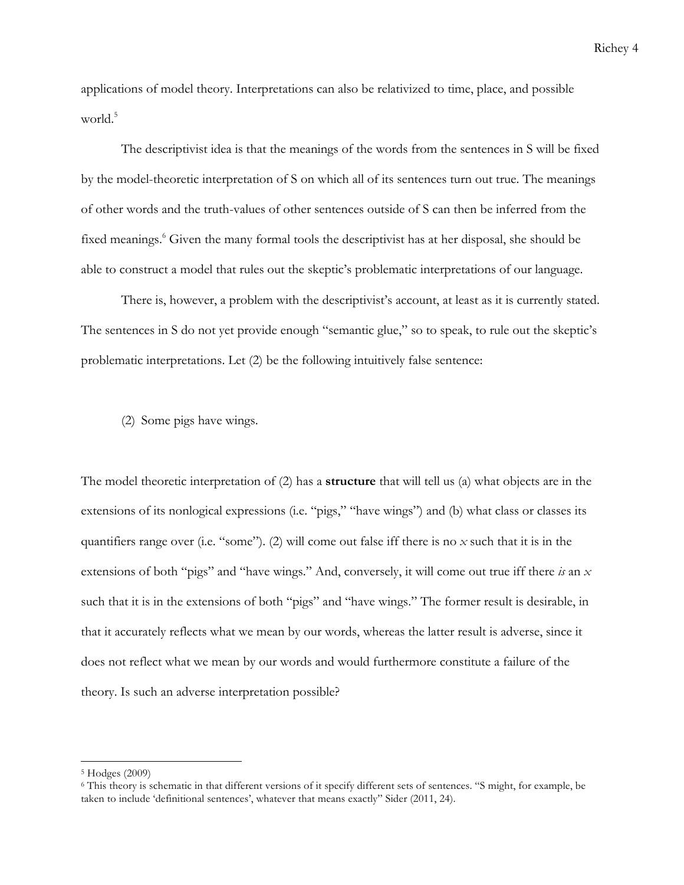applications of model theory. Interpretations can also be relativized to time, place, and possible world.[5]

The descriptivist idea is that the meanings of the words from the sentences in S will be fixed by the model-theoretic interpretation of S on which all of its sentences turn out true. The meanings of other words and the truth-values of other sentences outside of S can then be inferred from the fixed meanings.[6] Given the many formal tools the descriptivist has at her disposal, she should be able to construct a model that rules out the skeptic's problematic interpretations of our language.

There is, however, a problem with the descriptivist's account, at least as it is currently stated. The sentences in S do not yet provide enough "semantic glue," so to speak, to rule out the skeptic's problematic interpretations. Let (2) be the following intuitively false sentence:

(2) Some pigs have wings.

The model theoretic interpretation of (2) has a **structure** that will tell us (a) what objects are in the extensions of its nonlogical expressions (i.e. "pigs," "have wings") and (b) what class or classes its quantifiers range over (i.e. "some"). (2) will come out false iff there is no *x* such that it is in the extensions of both "pigs" and "have wings." And, conversely, it will come out true iff there *is* an *x* such that it is in the extensions of both "pigs" and "have wings." The former result is desirable, in that it accurately reflects what we mean by our words, whereas the latter result is adverse, since it does not reflect what we mean by our words and would furthermore constitute a failure of the theory. Is such an adverse interpretation possible?

---

[5] Hodges (2009)

[6] This theory is schematic in that different versions of it specify different sets of sentences. "S might, for example, be taken to include 'definitional sentences', whatever that means exactly" Sider (2011, 24).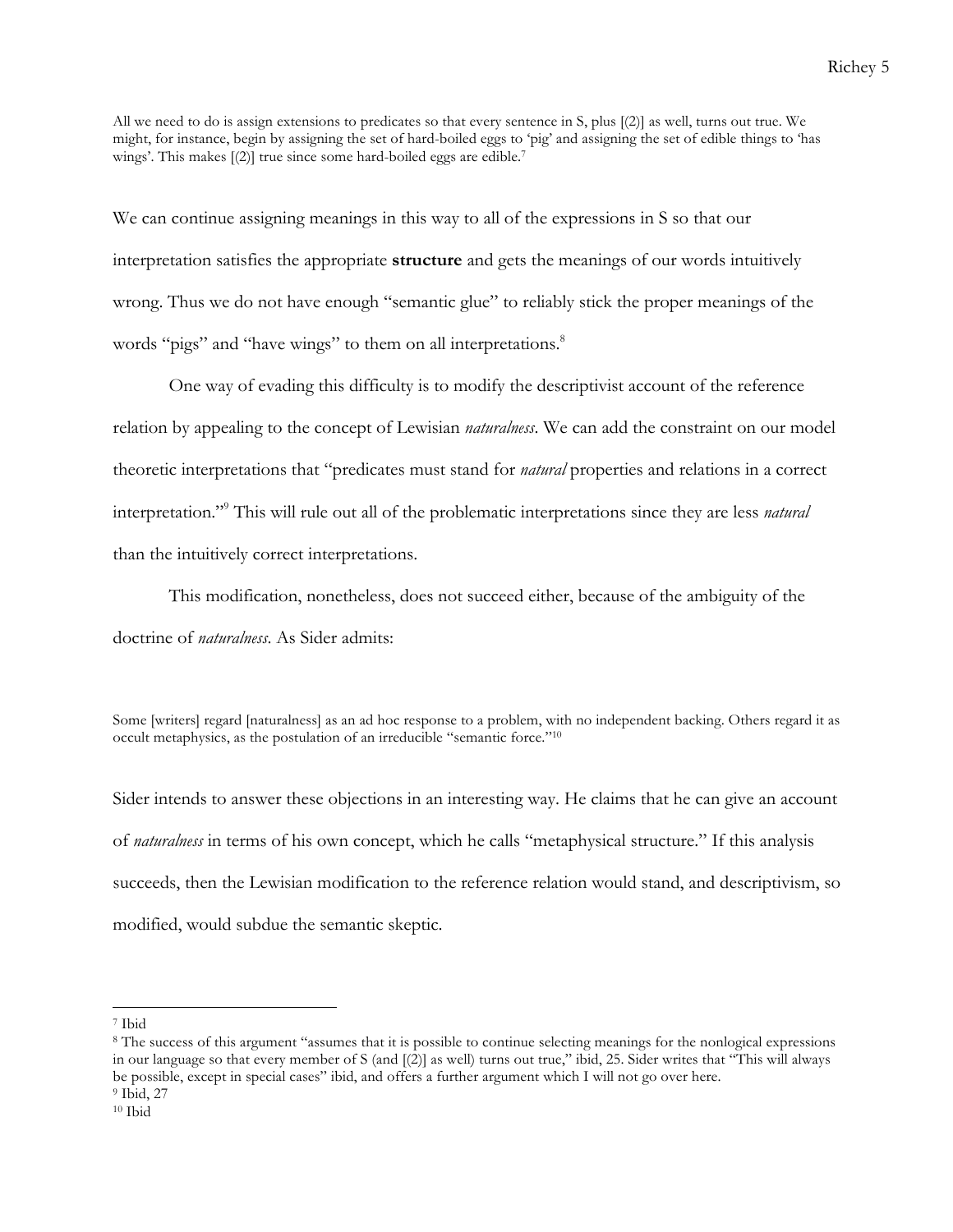> All we need to do is assign extensions to predicates so that every sentence in S, plus [(2)] as well, turns out true. We might, for instance, begin by assigning the set of hard-boiled eggs to 'pig' and assigning the set of edible things to 'has wings'. This makes [(2)] true since some hard-boiled eggs are edible.[7]

We can continue assigning meanings in this way to all of the expressions in S so that our interpretation satisfies the appropriate **structure** and gets the meanings of our words intuitively wrong. Thus we do not have enough "semantic glue" to reliably stick the proper meanings of the words "pigs" and "have wings" to them on all interpretations.[8]

One way of evading this difficulty is to modify the descriptivist account of the reference relation by appealing to the concept of Lewisian *naturalness*. We can add the constraint on our model theoretic interpretations that "predicates must stand for *natural* properties and relations in a correct interpretation."[9] This will rule out all of the problematic interpretations since they are less *natural* than the intuitively correct interpretations.

This modification, nonetheless, does not succeed either, because of the ambiguity of the doctrine of *naturalness*. As Sider admits:

> Some [writers] regard [naturalness] as an ad hoc response to a problem, with no independent backing. Others regard it as occult metaphysics, as the postulation of an irreducible "semantic force."[10]

Sider intends to answer these objections in an interesting way. He claims that he can give an account of *naturalness* in terms of his own concept, which he calls "metaphysical structure." If this analysis succeeds, then the Lewisian modification to the reference relation would stand, and descriptivism, so modified, would subdue the semantic skeptic.

---

[7] Ibid

[8] The success of this argument "assumes that it is possible to continue selecting meanings for the nonlogical expressions in our language so that every member of S (and [(2)] as well) turns out true," ibid, 25. Sider writes that "This will always be possible, except in special cases" ibid, and offers a further argument which I will not go over here.

[9] Ibid, 27

[10] Ibid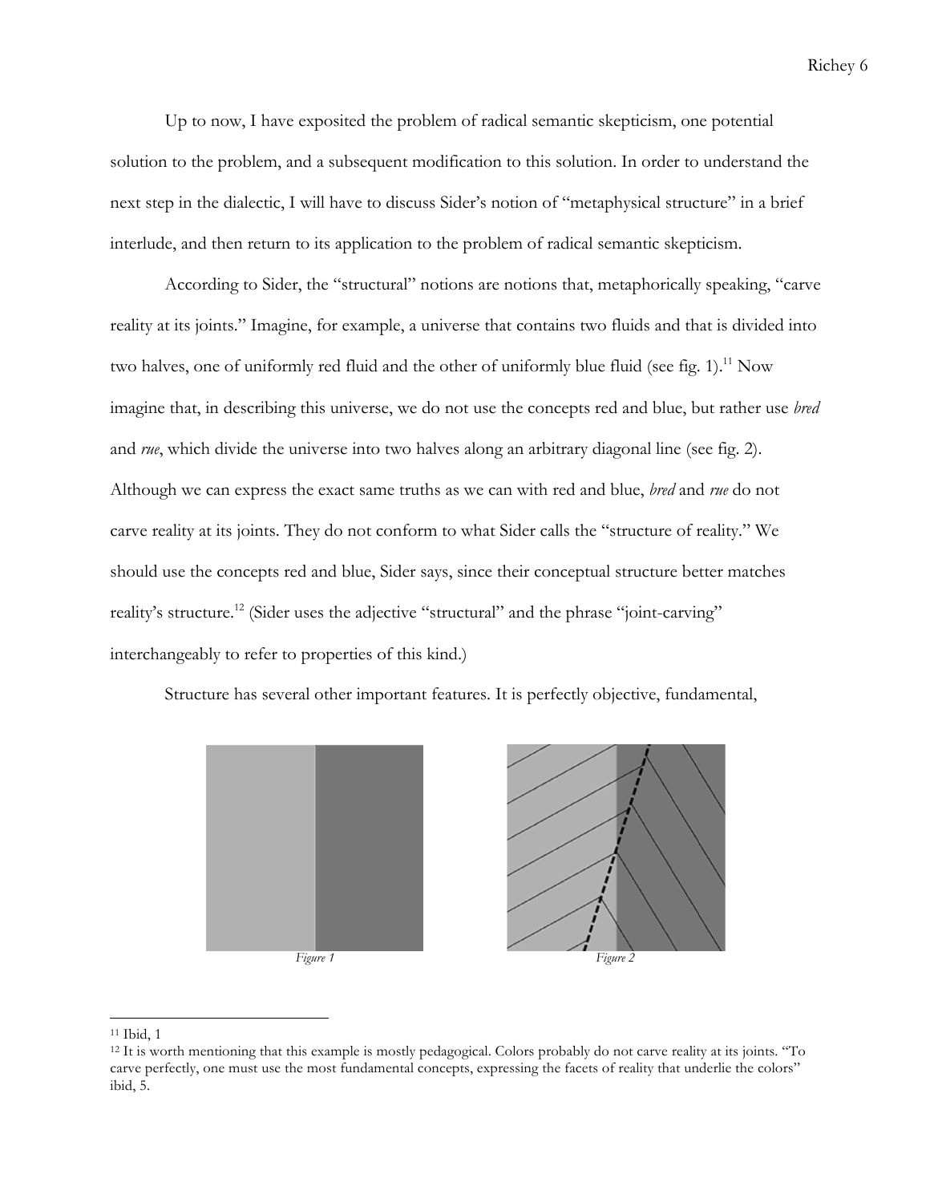Up to now, I have exposited the problem of radical semantic skepticism, one potential solution to the problem, and a subsequent modification to this solution. In order to understand the next step in the dialectic, I will have to discuss Sider's notion of "metaphysical structure" in a brief interlude, and then return to its application to the problem of radical semantic skepticism.

According to Sider, the "structural" notions are notions that, metaphorically speaking, "carve reality at its joints." Imagine, for example, a universe that contains two fluids and that is divided into two halves, one of uniformly red fluid and the other of uniformly blue fluid (see fig. 1).[11] Now imagine that, in describing this universe, we do not use the concepts red and blue, but rather use *bred* and *rue*, which divide the universe into two halves along an arbitrary diagonal line (see fig. 2). Although we can express the exact same truths as we can with red and blue, *bred* and *rue* do not carve reality at its joints. They do not conform to what Sider calls the "structure of reality." We should use the concepts red and blue, Sider says, since their conceptual structure better matches reality's structure.[12] (Sider uses the adjective "structural" and the phrase "joint-carving" interchangeably to refer to properties of this kind.)

Structure has several other important features. It is perfectly objective, fundamental,

*Figure 1*

*Figure 2*

---

[11] Ibid, 1

[12] It is worth mentioning that this example is mostly pedagogical. Colors probably do not carve reality at its joints. "To carve perfectly, one must use the most fundamental concepts, expressing the facets of reality that underlie the colors" ibid, 5.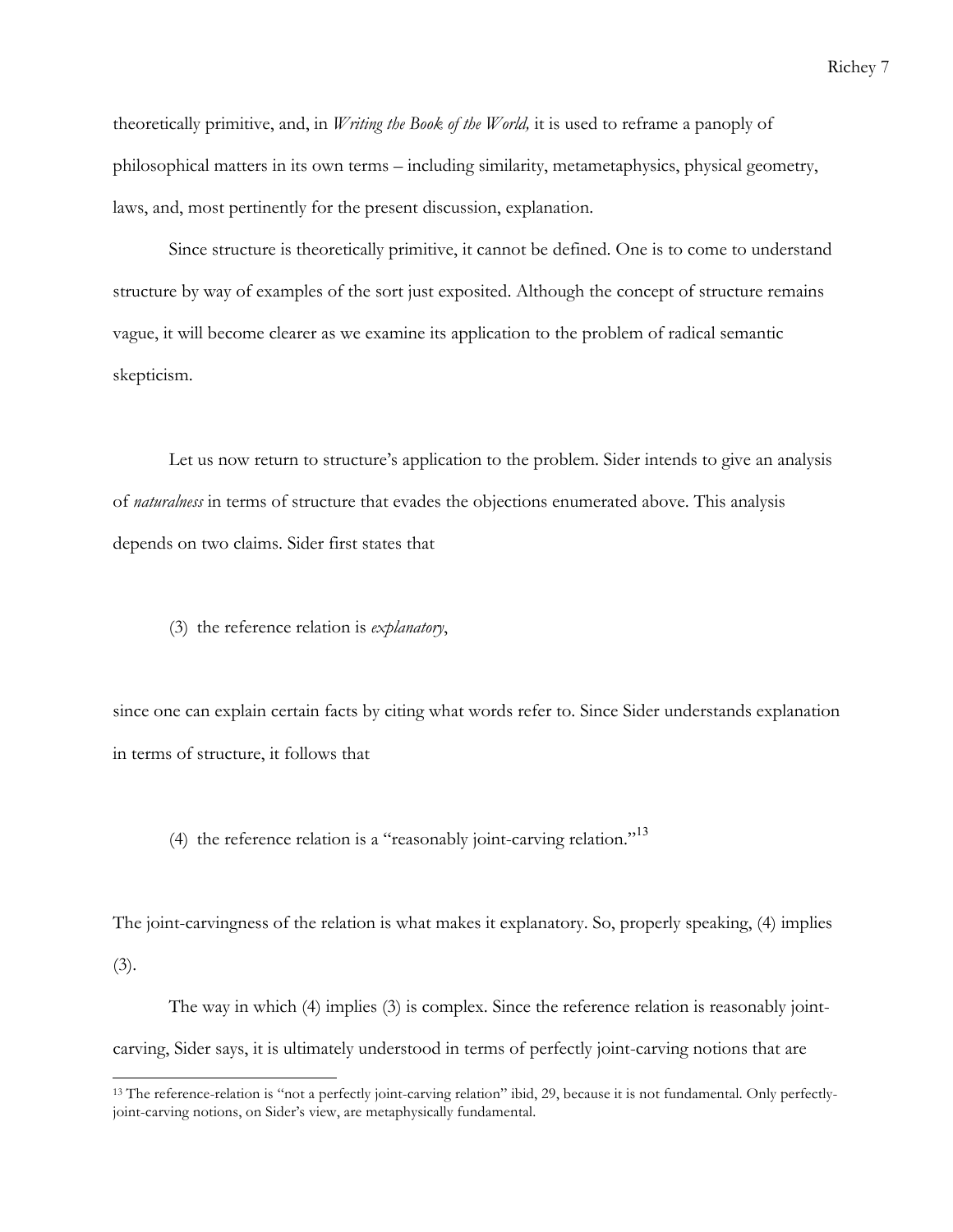theoretically primitive, and, in *Writing the Book of the World,* it is used to reframe a panoply of philosophical matters in its own terms – including similarity, metametaphysics, physical geometry, laws, and, most pertinently for the present discussion, explanation.

Since structure is theoretically primitive, it cannot be defined. One is to come to understand structure by way of examples of the sort just exposited. Although the concept of structure remains vague, it will become clearer as we examine its application to the problem of radical semantic skepticism.

Let us now return to structure's application to the problem. Sider intends to give an analysis of *naturalness* in terms of structure that evades the objections enumerated above. This analysis depends on two claims. Sider first states that

(3) the reference relation is *explanatory*,

since one can explain certain facts by citing what words refer to. Since Sider understands explanation in terms of structure, it follows that

(4) the reference relation is a "reasonably joint-carving relation."[13]

The joint-carvingness of the relation is what makes it explanatory. So, properly speaking, (4) implies (3).

The way in which (4) implies (3) is complex. Since the reference relation is reasonably joint-carving, Sider says, it is ultimately understood in terms of perfectly joint-carving notions that are

[13] The reference-relation is "not a perfectly joint-carving relation" ibid, 29, because it is not fundamental. Only perfectly-joint-carving notions, on Sider's view, are metaphysically fundamental.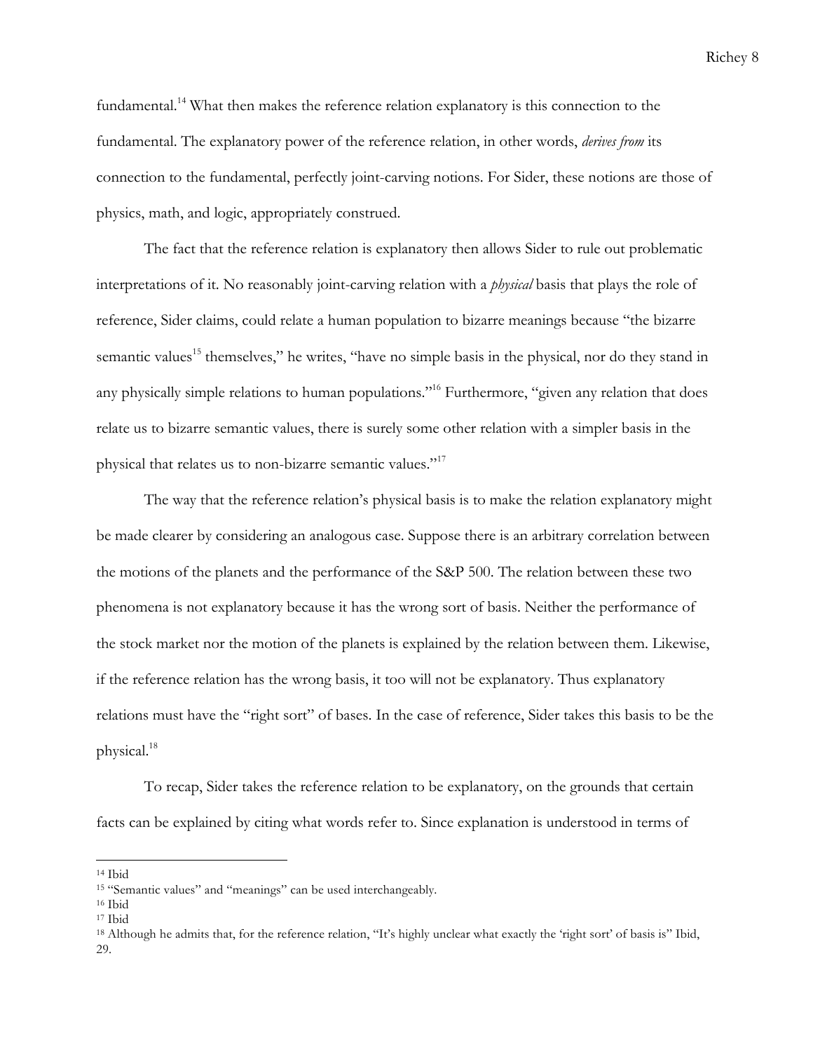fundamental.[14] What then makes the reference relation explanatory is this connection to the fundamental. The explanatory power of the reference relation, in other words, *derives from* its connection to the fundamental, perfectly joint-carving notions. For Sider, these notions are those of physics, math, and logic, appropriately construed.

The fact that the reference relation is explanatory then allows Sider to rule out problematic interpretations of it. No reasonably joint-carving relation with a *physical* basis that plays the role of reference, Sider claims, could relate a human population to bizarre meanings because "the bizarre semantic values[15] themselves," he writes, "have no simple basis in the physical, nor do they stand in any physically simple relations to human populations."[16] Furthermore, "given any relation that does relate us to bizarre semantic values, there is surely some other relation with a simpler basis in the physical that relates us to non-bizarre semantic values."[17]

The way that the reference relation's physical basis is to make the relation explanatory might be made clearer by considering an analogous case. Suppose there is an arbitrary correlation between the motions of the planets and the performance of the S&P 500. The relation between these two phenomena is not explanatory because it has the wrong sort of basis. Neither the performance of the stock market nor the motion of the planets is explained by the relation between them. Likewise, if the reference relation has the wrong basis, it too will not be explanatory. Thus explanatory relations must have the "right sort" of bases. In the case of reference, Sider takes this basis to be the physical.[18]

To recap, Sider takes the reference relation to be explanatory, on the grounds that certain facts can be explained by citing what words refer to. Since explanation is understood in terms of

---

[14] Ibid

[15] "Semantic values" and "meanings" can be used interchangeably.

[16] Ibid

[17] Ibid

[18] Although he admits that, for the reference relation, "It's highly unclear what exactly the 'right sort' of basis is" Ibid, 29.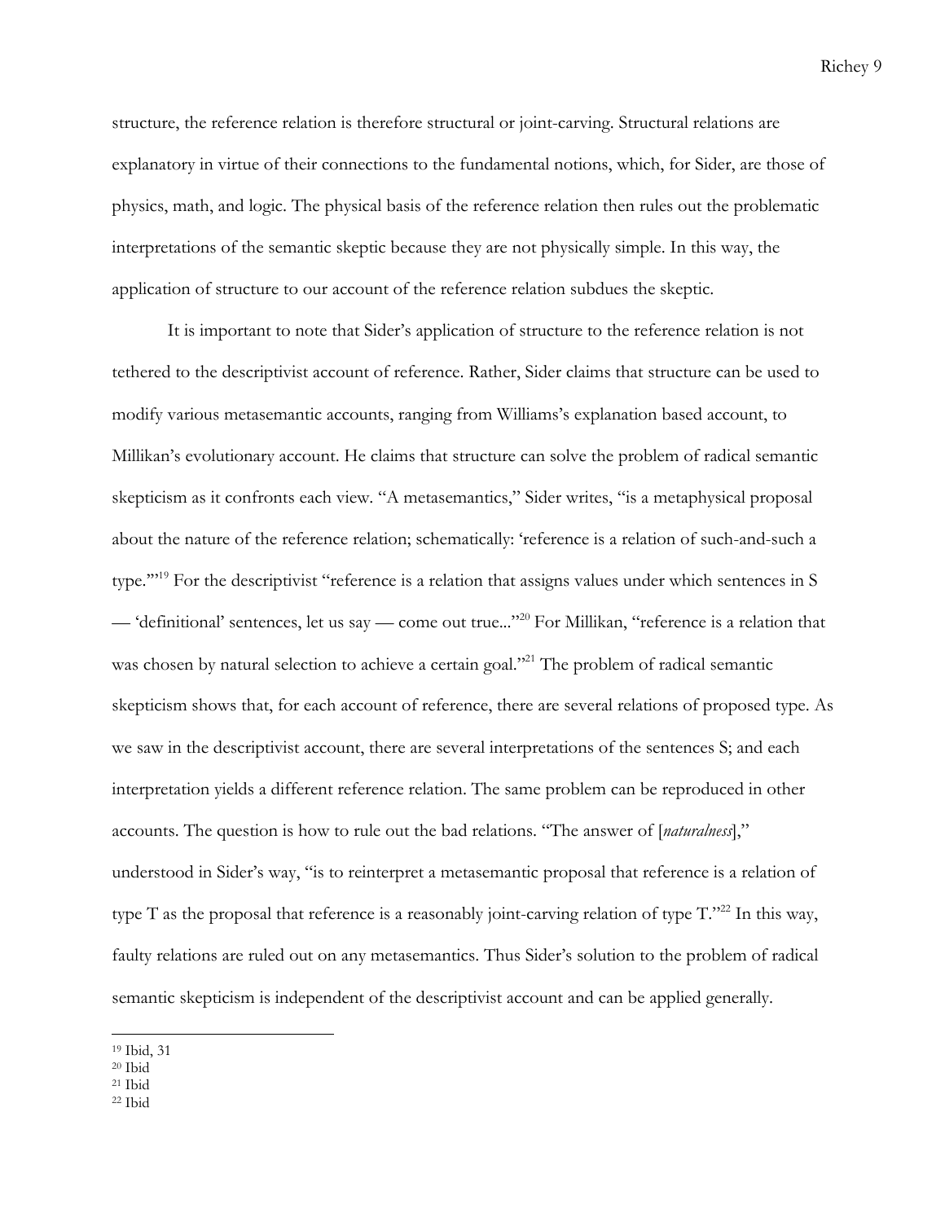structure, the reference relation is therefore structural or joint-carving. Structural relations are explanatory in virtue of their connections to the fundamental notions, which, for Sider, are those of physics, math, and logic. The physical basis of the reference relation then rules out the problematic interpretations of the semantic skeptic because they are not physically simple. In this way, the application of structure to our account of the reference relation subdues the skeptic.

It is important to note that Sider's application of structure to the reference relation is not tethered to the descriptivist account of reference. Rather, Sider claims that structure can be used to modify various metasemantic accounts, ranging from Williams's explanation based account, to Millikan's evolutionary account. He claims that structure can solve the problem of radical semantic skepticism as it confronts each view. "A metasemantics," Sider writes, "is a metaphysical proposal about the nature of the reference relation; schematically: 'reference is a relation of such-and-such a type.'"[19] For the descriptivist "reference is a relation that assigns values under which sentences in S — 'definitional' sentences, let us say — come out true..."[20] For Millikan, "reference is a relation that was chosen by natural selection to achieve a certain goal."[21] The problem of radical semantic skepticism shows that, for each account of reference, there are several relations of proposed type. As we saw in the descriptivist account, there are several interpretations of the sentences S; and each interpretation yields a different reference relation. The same problem can be reproduced in other accounts. The question is how to rule out the bad relations. "The answer of [*naturalness*]," understood in Sider's way, "is to reinterpret a metasemantic proposal that reference is a relation of type T as the proposal that reference is a reasonably joint-carving relation of type T."[22] In this way, faulty relations are ruled out on any metasemantics. Thus Sider's solution to the problem of radical semantic skepticism is independent of the descriptivist account and can be applied generally.

---

[19] Ibid, 31
[20] Ibid
[21] Ibid
[22] Ibid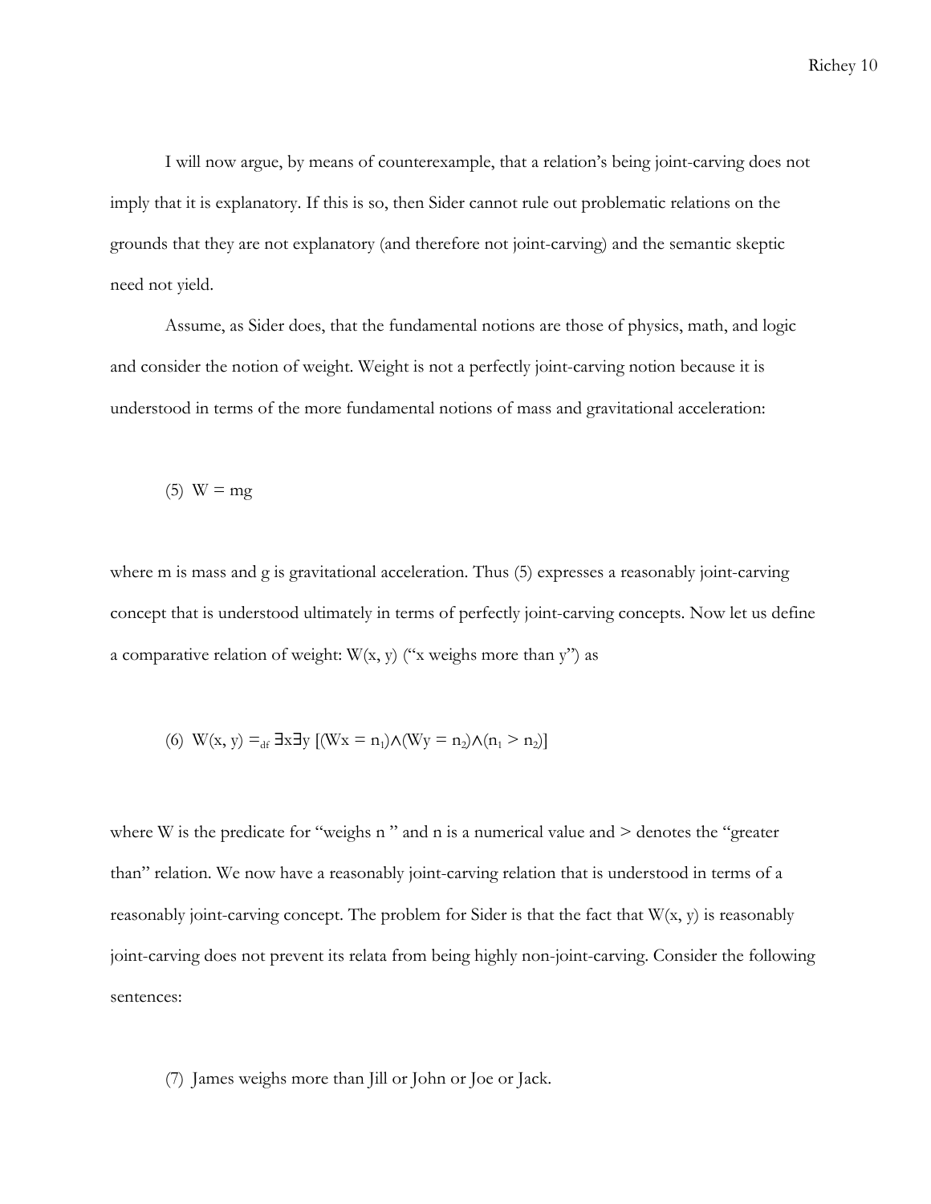I will now argue, by means of counterexample, that a relation's being joint-carving does not imply that it is explanatory. If this is so, then Sider cannot rule out problematic relations on the grounds that they are not explanatory (and therefore not joint-carving) and the semantic skeptic need not yield.

Assume, as Sider does, that the fundamental notions are those of physics, math, and logic and consider the notion of weight. Weight is not a perfectly joint-carving notion because it is understood in terms of the more fundamental notions of mass and gravitational acceleration:

(5) $W = mg$

where m is mass and g is gravitational acceleration. Thus (5) expresses a reasonably joint-carving concept that is understood ultimately in terms of perfectly joint-carving concepts. Now let us define a comparative relation of weight: $W(x, y)$ ("x weighs more than y") as

(6) $W(x, y) =_{df} \exists x \exists y\, [(Wx = n_1) \wedge (Wy = n_2) \wedge (n_1 > n_2)]$

where W is the predicate for "weighs n " and n is a numerical value and > denotes the "greater than" relation. We now have a reasonably joint-carving relation that is understood in terms of a reasonably joint-carving concept. The problem for Sider is that the fact that $W(x, y)$ is reasonably joint-carving does not prevent its relata from being highly non-joint-carving. Consider the following sentences:

(7) James weighs more than Jill or John or Joe or Jack.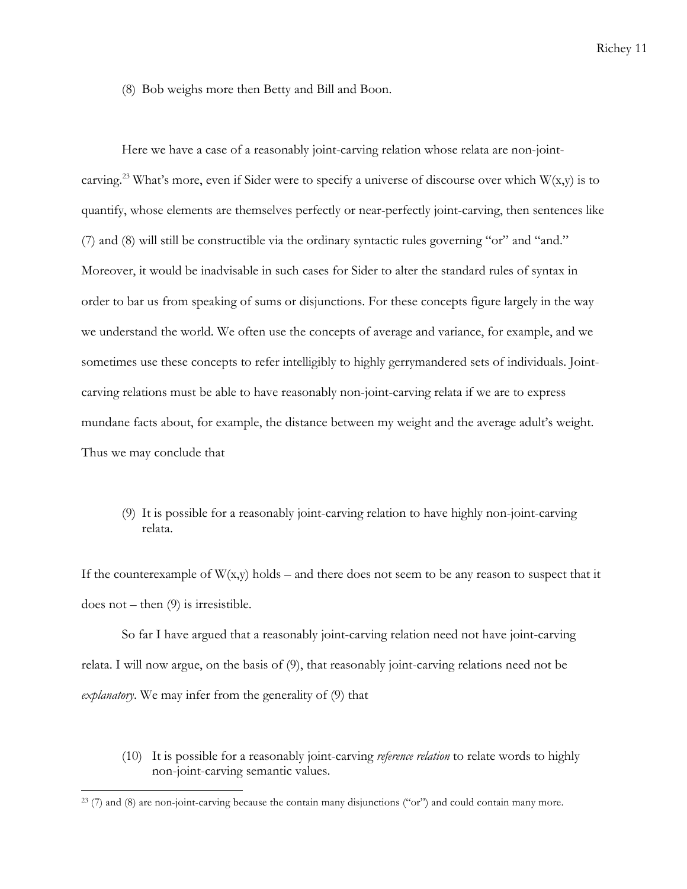(8) Bob weighs more then Betty and Bill and Boon.

Here we have a case of a reasonably joint-carving relation whose relata are non-joint-carving.[23] What's more, even if Sider were to specify a universe of discourse over which $W(x,y)$ is to quantify, whose elements are themselves perfectly or near-perfectly joint-carving, then sentences like (7) and (8) will still be constructible via the ordinary syntactic rules governing "or" and "and." Moreover, it would be inadvisable in such cases for Sider to alter the standard rules of syntax in order to bar us from speaking of sums or disjunctions. For these concepts figure largely in the way we understand the world. We often use the concepts of average and variance, for example, and we sometimes use these concepts to refer intelligibly to highly gerrymandered sets of individuals. Joint-carving relations must be able to have reasonably non-joint-carving relata if we are to express mundane facts about, for example, the distance between my weight and the average adult's weight. Thus we may conclude that

(9) It is possible for a reasonably joint-carving relation to have highly non-joint-carving relata.

If the counterexample of $W(x,y)$ holds – and there does not seem to be any reason to suspect that it does not – then (9) is irresistible.

So far I have argued that a reasonably joint-carving relation need not have joint-carving relata. I will now argue, on the basis of (9), that reasonably joint-carving relations need not be *explanatory*. We may infer from the generality of (9) that

(10) It is possible for a reasonably joint-carving *reference relation* to relate words to highly non-joint-carving semantic values.

[23] (7) and (8) are non-joint-carving because the contain many disjunctions ("or") and could contain many more.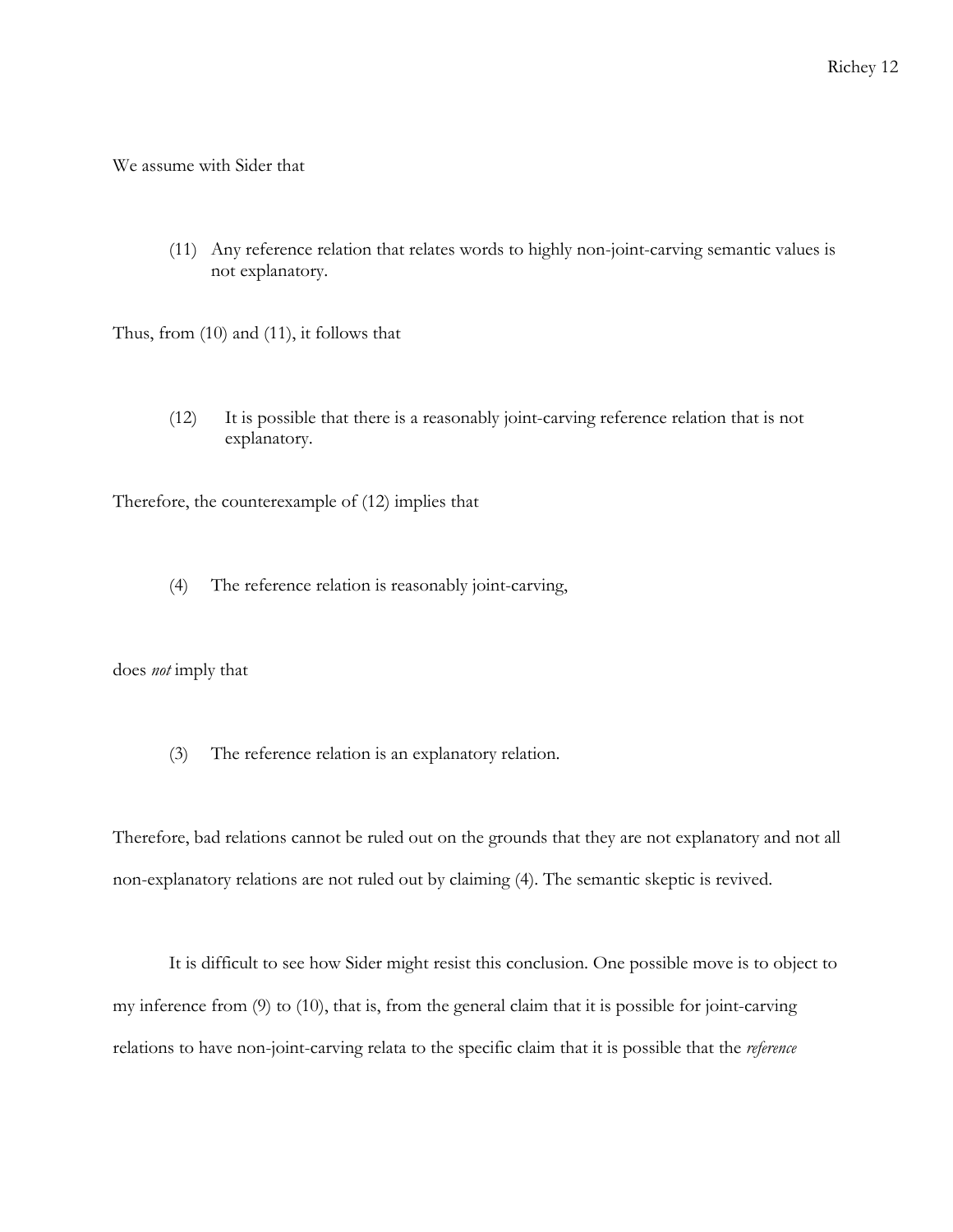We assume with Sider that

(11) Any reference relation that relates words to highly non-joint-carving semantic values is not explanatory.

Thus, from (10) and (11), it follows that

(12) It is possible that there is a reasonably joint-carving reference relation that is not explanatory.

Therefore, the counterexample of (12) implies that

(4) The reference relation is reasonably joint-carving,

does *not* imply that

(3) The reference relation is an explanatory relation.

Therefore, bad relations cannot be ruled out on the grounds that they are not explanatory and not all non-explanatory relations are not ruled out by claiming (4). The semantic skeptic is revived.

It is difficult to see how Sider might resist this conclusion. One possible move is to object to my inference from (9) to (10), that is, from the general claim that it is possible for joint-carving relations to have non-joint-carving relata to the specific claim that it is possible that the *reference*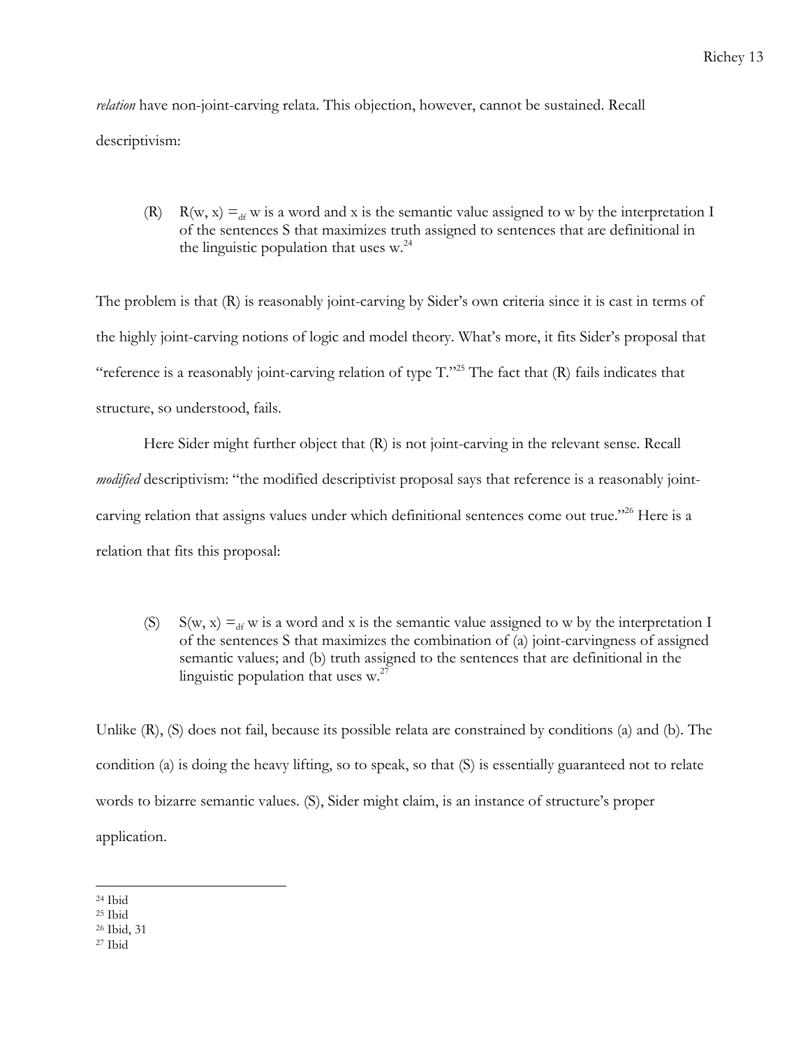*relation* have non-joint-carving relata. This objection, however, cannot be sustained. Recall descriptivism:

> (R) $R(w, x) =_{df}$ w is a word and x is the semantic value assigned to w by the interpretation I of the sentences S that maximizes truth assigned to sentences that are definitional in the linguistic population that uses w.[24]

The problem is that (R) is reasonably joint-carving by Sider's own criteria since it is cast in terms of the highly joint-carving notions of logic and model theory. What's more, it fits Sider's proposal that "reference is a reasonably joint-carving relation of type T."[25] The fact that (R) fails indicates that structure, so understood, fails.

Here Sider might further object that (R) is not joint-carving in the relevant sense. Recall *modified* descriptivism: "the modified descriptivist proposal says that reference is a reasonably joint-carving relation that assigns values under which definitional sentences come out true."[26] Here is a relation that fits this proposal:

> (S) $S(w, x) =_{df}$ w is a word and x is the semantic value assigned to w by the interpretation I of the sentences S that maximizes the combination of (a) joint-carvingness of assigned semantic values; and (b) truth assigned to the sentences that are definitional in the linguistic population that uses w.[27]

Unlike (R), (S) does not fail, because its possible relata are constrained by conditions (a) and (b). The condition (a) is doing the heavy lifting, so to speak, so that (S) is essentially guaranteed not to relate words to bizarre semantic values. (S), Sider might claim, is an instance of structure's proper application.

---

[24] Ibid

[25] Ibid

[26] Ibid, 31

[27] Ibid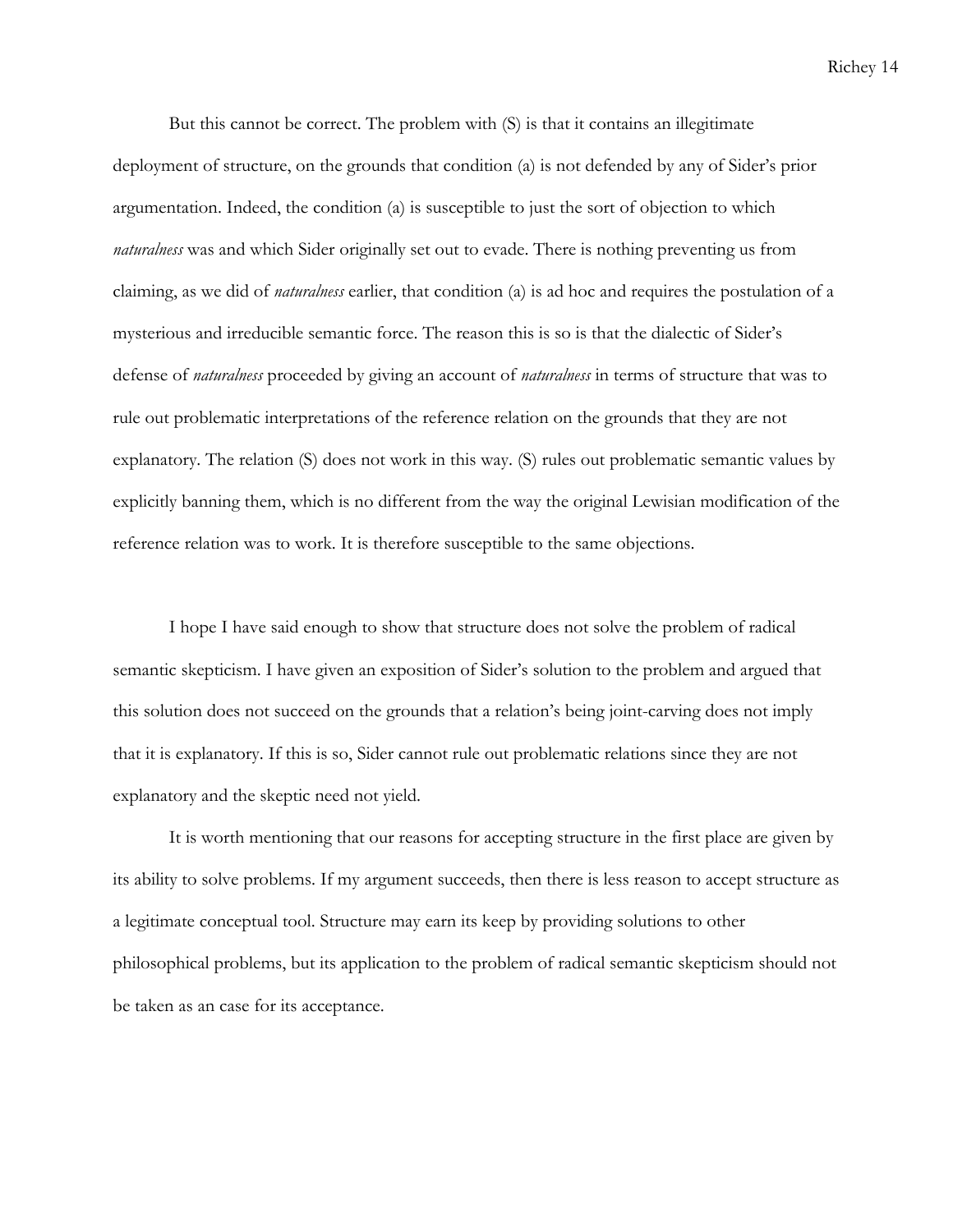But this cannot be correct. The problem with (S) is that it contains an illegitimate deployment of structure, on the grounds that condition (a) is not defended by any of Sider's prior argumentation. Indeed, the condition (a) is susceptible to just the sort of objection to which *naturalness* was and which Sider originally set out to evade. There is nothing preventing us from claiming, as we did of *naturalness* earlier, that condition (a) is ad hoc and requires the postulation of a mysterious and irreducible semantic force. The reason this is so is that the dialectic of Sider's defense of *naturalness* proceeded by giving an account of *naturalness* in terms of structure that was to rule out problematic interpretations of the reference relation on the grounds that they are not explanatory. The relation (S) does not work in this way. (S) rules out problematic semantic values by explicitly banning them, which is no different from the way the original Lewisian modification of the reference relation was to work. It is therefore susceptible to the same objections.

I hope I have said enough to show that structure does not solve the problem of radical semantic skepticism. I have given an exposition of Sider's solution to the problem and argued that this solution does not succeed on the grounds that a relation's being joint-carving does not imply that it is explanatory. If this is so, Sider cannot rule out problematic relations since they are not explanatory and the skeptic need not yield.

It is worth mentioning that our reasons for accepting structure in the first place are given by its ability to solve problems. If my argument succeeds, then there is less reason to accept structure as a legitimate conceptual tool. Structure may earn its keep by providing solutions to other philosophical problems, but its application to the problem of radical semantic skepticism should not be taken as an case for its acceptance.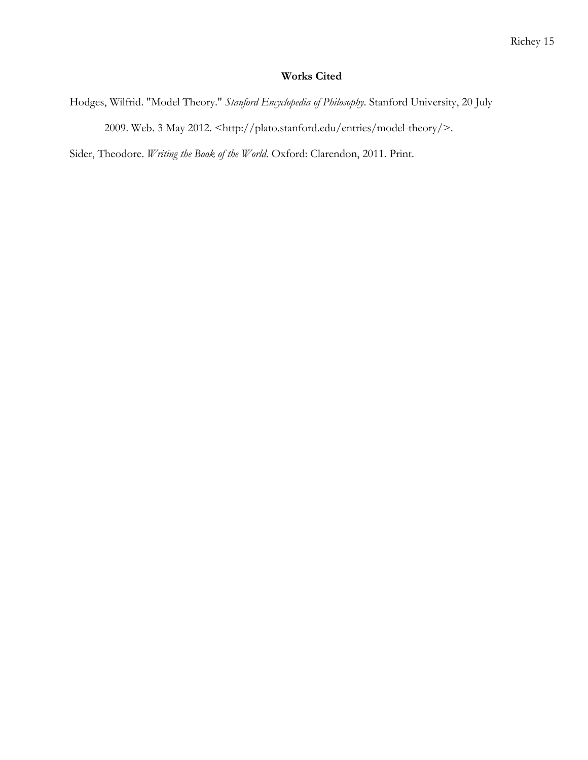## Works Cited

Hodges, Wilfrid. "Model Theory." *Stanford Encyclopedia of Philosophy*. Stanford University, 20 July 2009. Web. 3 May 2012. <http://plato.stanford.edu/entries/model-theory/>.

Sider, Theodore. *Writing the Book of the World*. Oxford: Clarendon, 2011. Print.